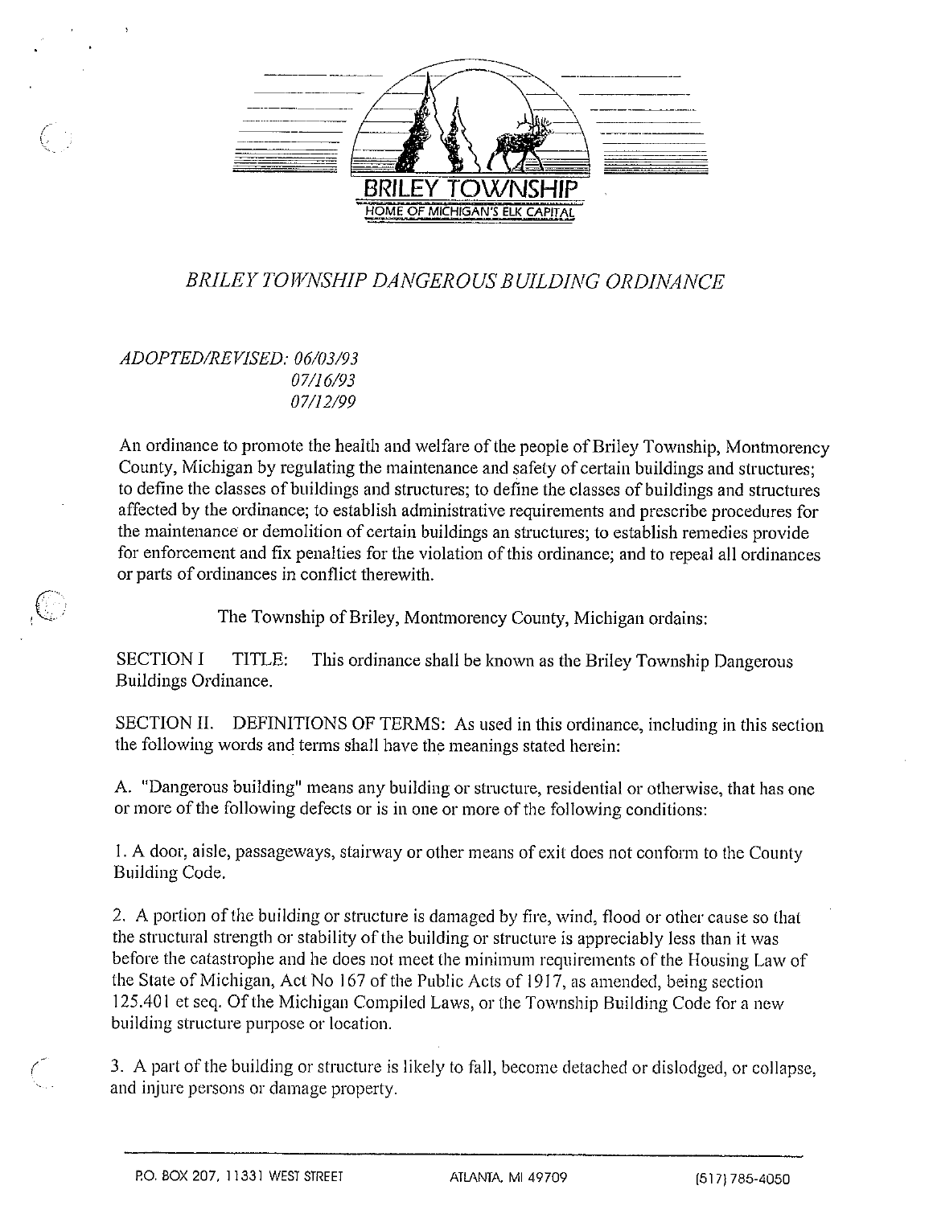BRILEY TOWNSHIP

HOME OF MICHIGAN'S ELK CAPITAL

# *BRILEY TOWNSHIP DANGEROUS BUILDING ORDINANCE*

*ADOPTED/REVISED: 06/03/93*
*07/16/93*
*07/12/99*

An ordinance to promote the health and welfare of the people of Briley Township, Montmorency County, Michigan by regulating the maintenance and safety of certain buildings and structures; to define the classes of buildings and structures; to define the classes of buildings and structures affected by the ordinance; to establish administrative requirements and prescribe procedures for the maintenance or demolition of certain buildings an structures; to establish remedies provide for enforcement and fix penalties for the violation of this ordinance; and to repeal all ordinances or parts of ordinances in conflict therewith.

The Township of Briley, Montmorency County, Michigan ordains:

SECTION I TITLE: This ordinance shall be known as the Briley Township Dangerous Buildings Ordinance.

SECTION II. DEFINITIONS OF TERMS: As used in this ordinance, including in this section the following words and terms shall have the meanings stated herein:

A. "Dangerous building" means any building or structure, residential or otherwise, that has one or more of the following defects or is in one or more of the following conditions:

1. A door, aisle, passageways, stairway or other means of exit does not conform to the County Building Code.

2. A portion of the building or structure is damaged by fire, wind, flood or other cause so that the structural strength or stability of the building or structure is appreciably less than it was before the catastrophe and he does not meet the minimum requirements of the Housing Law of the State of Michigan, Act No 167 of the Public Acts of 1917, as amended, being section 125.401 et seq. Of the Michigan Compiled Laws, or the Township Building Code for a new building structure purpose or location.

3. A part of the building or structure is likely to fall, become detached or dislodged, or collapse, and injure persons or damage property.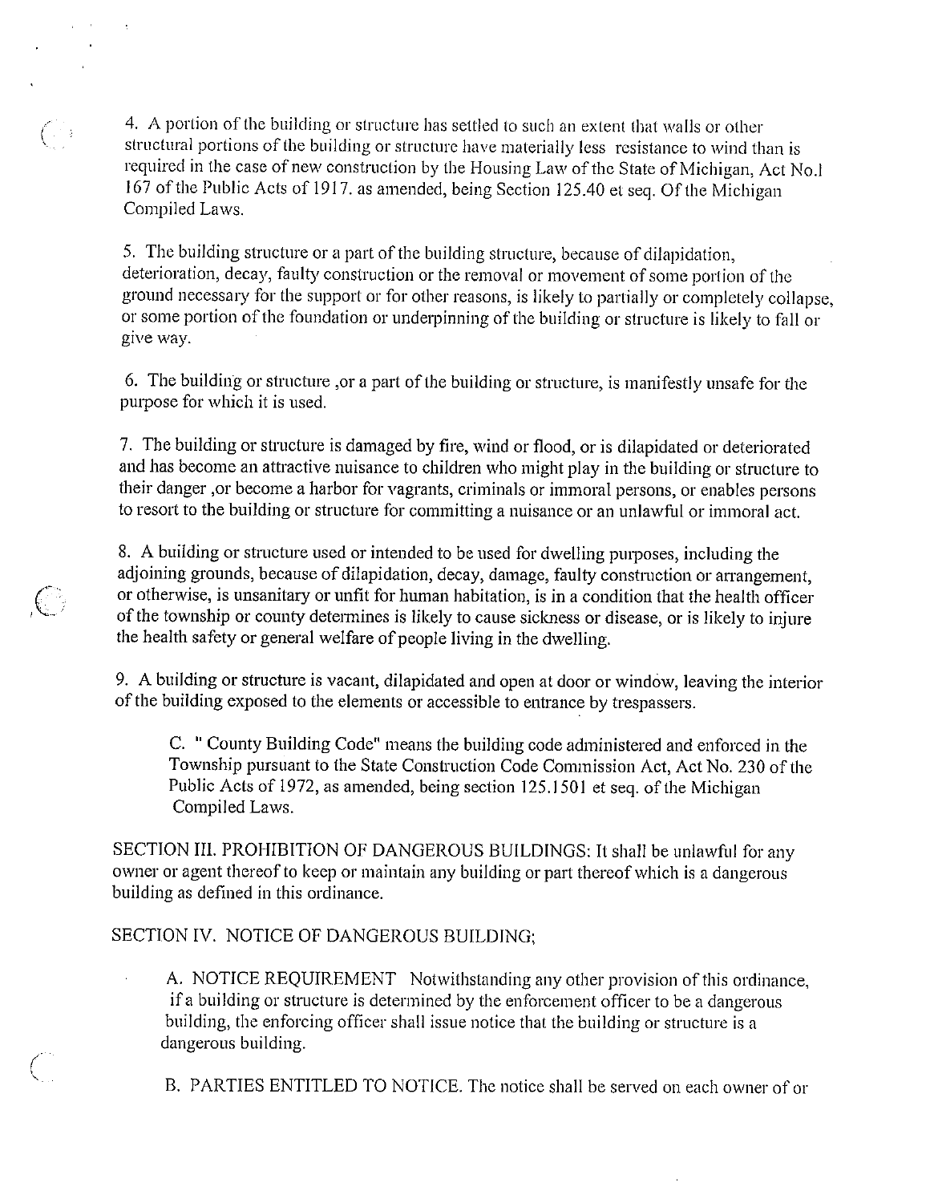4. A portion of the building or structure has settled to such an extent that walls or other structural portions of the building or structure have materially less resistance to wind than is required in the case of new construction by the Housing Law of the State of Michigan, Act No.l 167 of the Public Acts of 1917. as amended, being Section 125.40 et seq. Of the Michigan Compiled Laws.

5. The building structure or a part of the building structure, because of dilapidation, deterioration, decay, faulty construction or the removal or movement of some portion of the ground necessary for the support or for other reasons, is likely to partially or completely collapse, or some portion of the foundation or underpinning of the building or structure is likely to fall or give way.

6. The building or structure ,or a part of the building or structure, is manifestly unsafe for the purpose for which it is used.

7. The building or structure is damaged by fire, wind or flood, or is dilapidated or deteriorated and has become an attractive nuisance to children who might play in the building or structure to their danger ,or become a harbor for vagrants, criminals or immoral persons, or enables persons to resort to the building or structure for committing a nuisance or an unlawful or immoral act.

8. A building or structure used or intended to be used for dwelling purposes, including the adjoining grounds, because of dilapidation, decay, damage, faulty construction or arrangement, or otherwise, is unsanitary or unfit for human habitation, is in a condition that the health officer of the township or county determines is likely to cause sickness or disease, or is likely to injure the health safety or general welfare of people living in the dwelling.

9. A building or structure is vacant, dilapidated and open at door or window, leaving the interior of the building exposed to the elements or accessible to entrance by trespassers.

C. " County Building Code" means the building code administered and enforced in the Township pursuant to the State Construction Code Commission Act, Act No. 230 of the Public Acts of 1972, as amended, being section 125.1501 et seq. of the Michigan Compiled Laws.

SECTION III. PROHIBITION OF DANGEROUS BUILDINGS: It shall be unlawful for any owner or agent thereof to keep or maintain any building or part thereof which is a dangerous building as defined in this ordinance.

SECTION IV. NOTICE OF DANGEROUS BUILDING;

A. NOTICE REQUIREMENT Notwithstanding any other provision of this ordinance, if a building or structure is determined by the enforcement officer to be a dangerous building, the enforcing officer shall issue notice that the building or structure is a dangerous building.

B. PARTIES ENTITLED TO NOTICE. The notice shall be served on each owner of or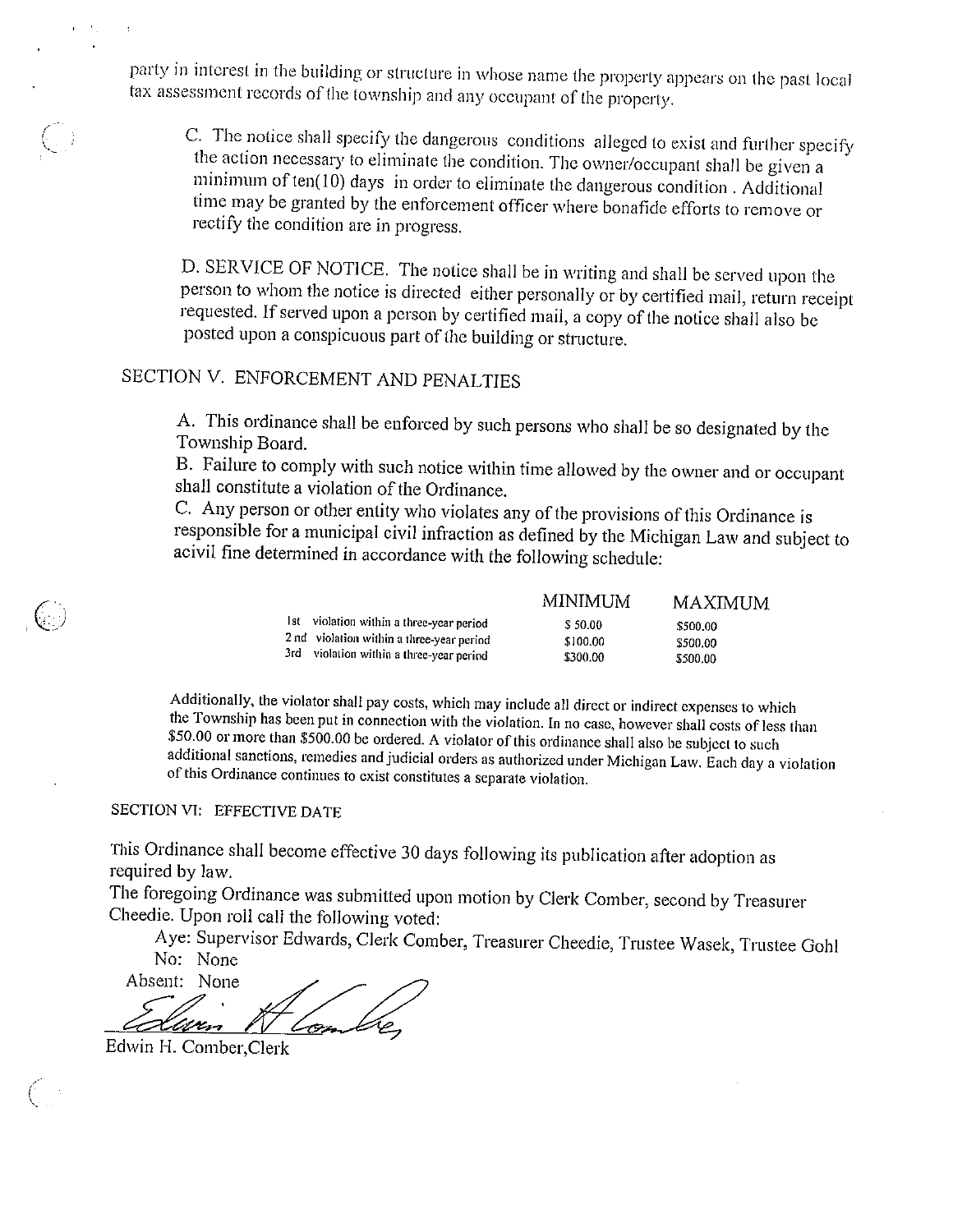party in interest in the building or structure in whose name the property appears on the past local tax assessment records of the township and any occupant of the property.

C. The notice shall specify the dangerous conditions alleged to exist and further specify the action necessary to eliminate the condition. The owner/occupant shall be given a minimum of ten(10) days in order to eliminate the dangerous condition . Additional time may be granted by the enforcement officer where bonafide efforts to remove or rectify the condition are in progress.

D. SERVICE OF NOTICE. The notice shall be in writing and shall be served upon the person to whom the notice is directed either personally or by certified mail, return receipt requested. If served upon a person by certified mail, a copy of the notice shall also be posted upon a conspicuous part of the building or structure.

## SECTION V. ENFORCEMENT AND PENALTIES

A. This ordinance shall be enforced by such persons who shall be so designated by the Township Board.
B. Failure to comply with such notice within time allowed by the owner and or occupant shall constitute a violation of the Ordinance.
C. Any person or other entity who violates any of the provisions of this Ordinance is responsible for a municipal civil infraction as defined by the Michigan Law and subject to acivil fine determined in accordance with the following schedule:

| | MINIMUM | MAXIMUM |
|---|---|---|
| 1st violation within a three-year period | $ 50.00 | $500.00 |
| 2 nd violation within a three-year period | $100.00 | $500.00 |
| 3rd violation within a three-year period | $300.00 | $500.00 |

Additionally, the violator shall pay costs, which may include all direct or indirect expenses to which the Township has been put in connection with the violation. In no case, however shall costs of less than $50.00 or more than $500.00 be ordered. A violator of this ordinance shall also be subject to such additional sanctions, remedies and judicial orders as authorized under Michigan Law. Each day a violation of this Ordinance continues to exist constitutes a separate violation.

## SECTION VI: EFFECTIVE DATE

This Ordinance shall become effective 30 days following its publication after adoption as required by law.
The foregoing Ordinance was submitted upon motion by Clerk Comber, second by Treasurer Cheedie. Upon roll call the following voted:

Aye: Supervisor Edwards, Clerk Comber, Treasurer Cheedie, Trustee Wasek, Trustee Gohl
No: None
Absent: None

Edwin H. Comber,Clerk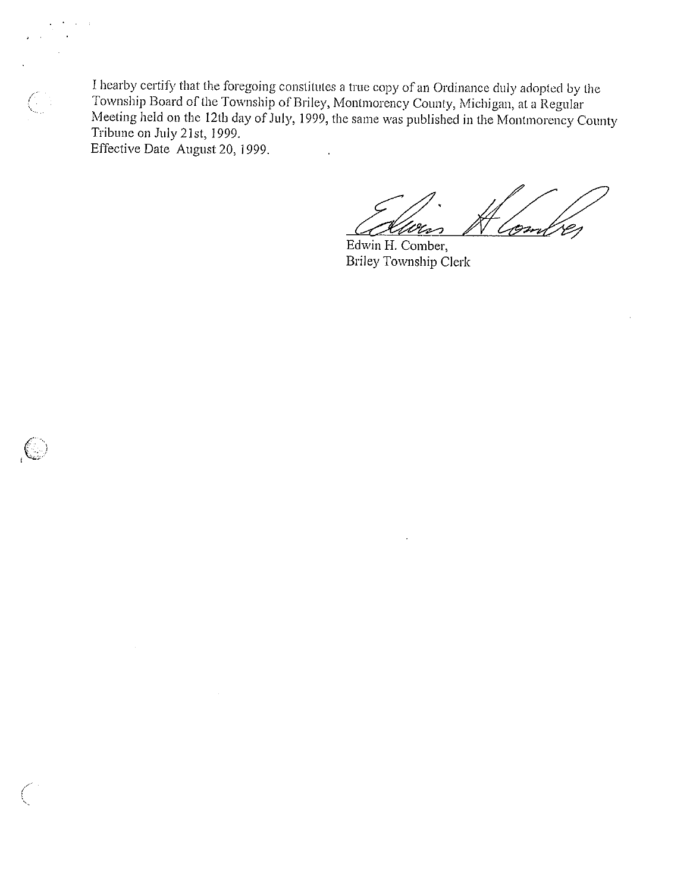I hearby certify that the foregoing constitutes a true copy of an Ordinance duly adopted by the Township Board of the Township of Briley, Montmorency County, Michigan, at a Regular Meeting held on the 12th day of July, 1999, the same was published in the Montmorency County Tribune on July 21st, 1999.

Effective Date August 20, 1999.

Edwin H. Comber,
Briley Township Clerk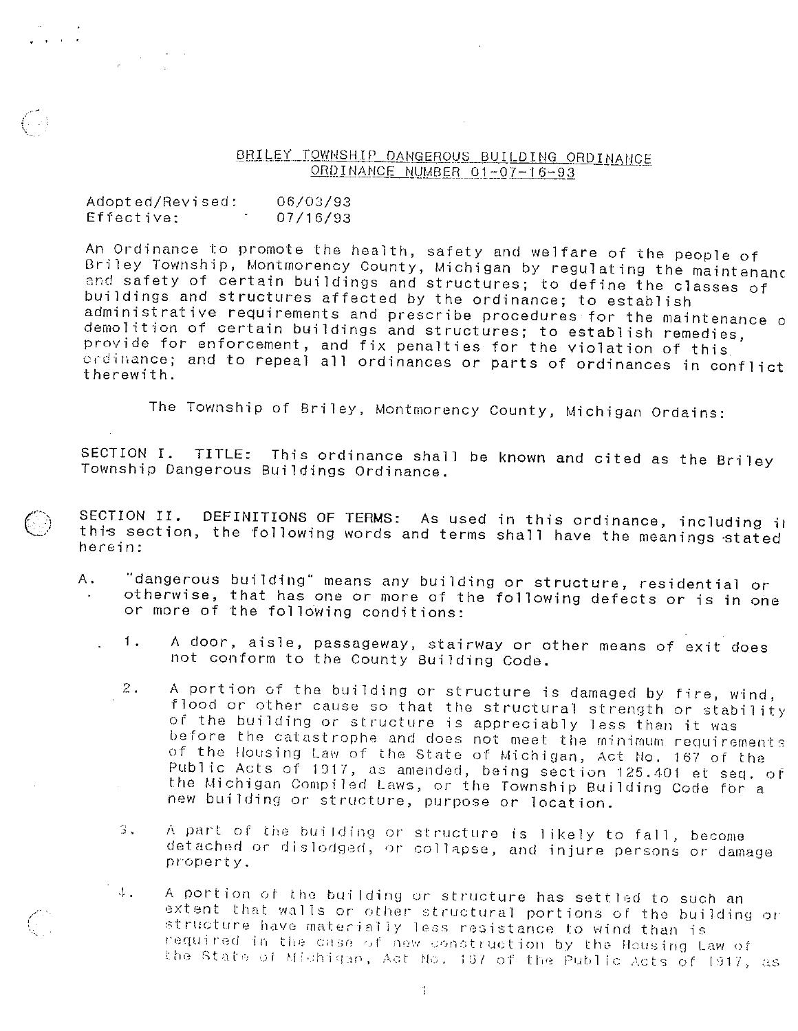# BRILEY TOWNSHIP DANGEROUS BUILDING ORDINANCE
## ORDINANCE NUMBER 01-07-16-93

Adopted/Revised: 06/03/93
Effective: 07/16/93

An Ordinance to promote the health, safety and welfare of the people of Briley Township, Montmorency County, Michigan by regulating the maintenanc and safety of certain buildings and structures; to define the classes of buildings and structures affected by the ordinance; to establish administrative requirements and prescribe procedures for the maintenance o demolition of certain buildings and structures; to establish remedies, provide for enforcement, and fix penalties for the violation of this ordinance; and to repeal all ordinances or parts of ordinances in conflict therewith.

The Township of Briley, Montmorency County, Michigan Ordains:

SECTION I. TITLE: This ordinance shall be known and cited as the Briley Township Dangerous Buildings Ordinance.

SECTION II. DEFINITIONS OF TERMS: As used in this ordinance, including i this section, the following words and terms shall have the meanings stated herein:

A. "dangerous building" means any building or structure, residential or otherwise, that has one or more of the following defects or is in one or more of the following conditions:

1. A door, aisle, passageway, stairway or other means of exit does not conform to the County Building Code.

2. A portion of the building or structure is damaged by fire, wind, flood or other cause so that the structural strength or stability of the building or structure is appreciably less than it was before the catastrophe and does not meet the minimum requirements of the Housing Law of the State of Michigan, Act No. 167 of the Public Acts of 1917, as amended, being section 125.401 et seq. of the Michigan Compiled Laws, or the Township Building Code for a new building or structure, purpose or location.

3. A part of the building or structure is likely to fall, become detached or dislodged, or collapse, and injure persons or damage property.

4. A portion of the building or structure has settled to such an extent that walls or other structural portions of the building or structure have materially less resistance to wind than is required in the case of new construction by the Housing Law of the State of Michigan, Act No. 167 of the Public Acts of 1917, as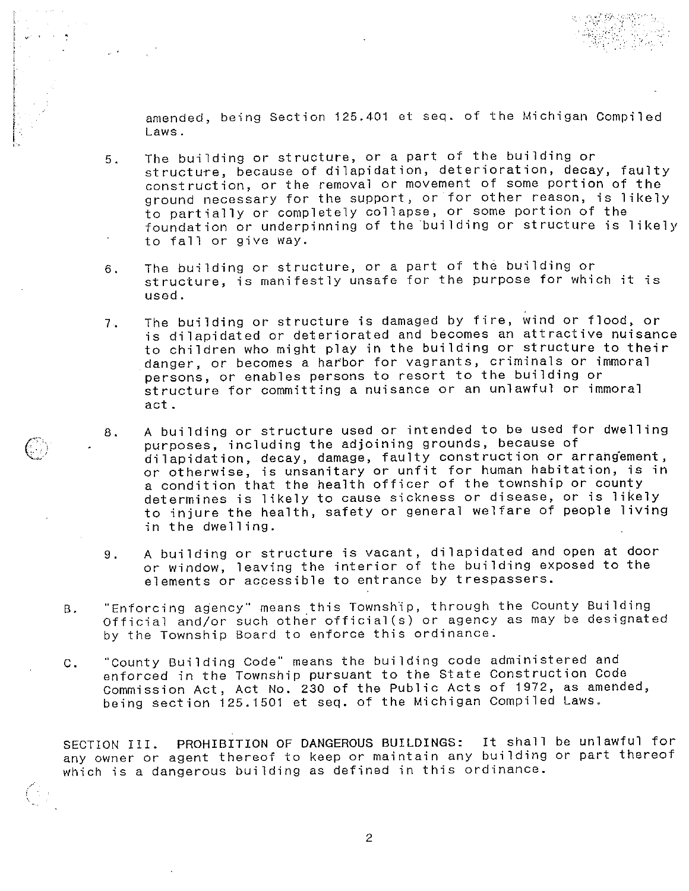amended, being Section 125.401 et seq. of the Michigan Compiled Laws.

5. The building or structure, or a part of the building or structure, because of dilapidation, deterioration, decay, faulty construction, or the removal or movement of some portion of the ground necessary for the support, or for other reason, is likely to partially or completely collapse, or some portion of the foundation or underpinning of the building or structure is likely to fall or give way.

6. The building or structure, or a part of the building or structure, is manifestly unsafe for the purpose for which it is used.

7. The building or structure is damaged by fire, wind or flood, or is dilapidated or deteriorated and becomes an attractive nuisance to children who might play in the building or structure to their danger, or becomes a harbor for vagrants, criminals or immoral persons, or enables persons to resort to the building or structure for committing a nuisance or an unlawful or immoral act.

8. A building or structure used or intended to be used for dwelling purposes, including the adjoining grounds, because of dilapidation, decay, damage, faulty construction or arrangement, or otherwise, is unsanitary or unfit for human habitation, is in a condition that the health officer of the township or county determines is likely to cause sickness or disease, or is likely to injure the health, safety or general welfare of people living in the dwelling.

9. A building or structure is vacant, dilapidated and open at door or window, leaving the interior of the building exposed to the elements or accessible to entrance by trespassers.

B. "Enforcing agency" means this Township, through the County Building Official and/or such other official(s) or agency as may be designated by the Township Board to enforce this ordinance.

C. "County Building Code" means the building code administered and enforced in the Township pursuant to the State Construction Code Commission Act, Act No. 230 of the Public Acts of 1972, as amended, being section 125.1501 et seq. of the Michigan Compiled Laws.

SECTION III. PROHIBITION OF DANGEROUS BUILDINGS: It shall be unlawful for any owner or agent thereof to keep or maintain any building or part thereof which is a dangerous building as defined in this ordinance.